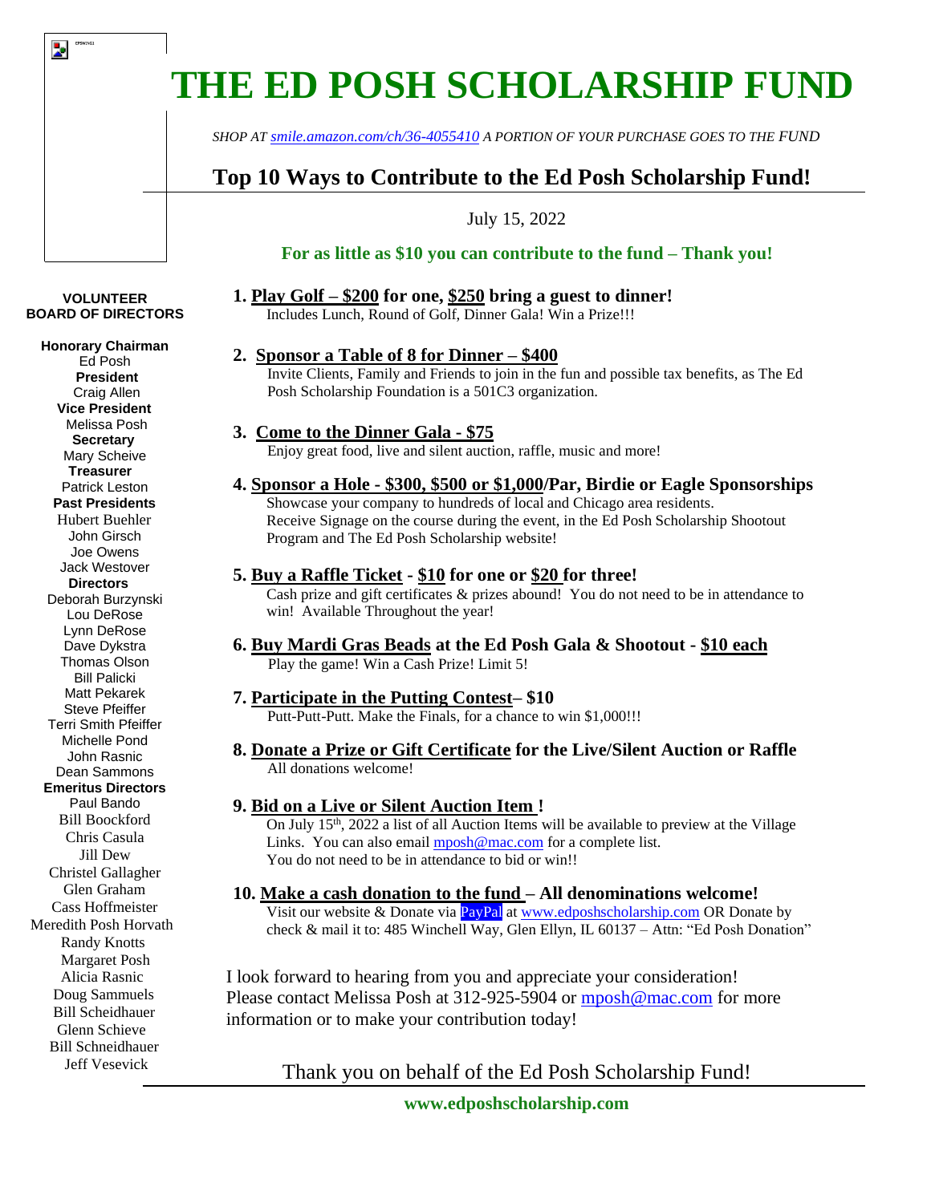# THE ED POSH SCHOLARSHIP FUND

*SHOP AT smile.amazon.com/ch/36-4055410 A PORTION OF YOUR PURCHASE GOES TO THE FUND*

## Top 10 Ways to Contribute to the Ed Posh Scholarship Fund!

July 15, 2022

**For as little as $10 you can contribute to the fund – Thank you!**

**VOLUNTEER BOARD OF DIRECTORS**

**Honorary Chairman**
Ed Posh
**President**
Craig Allen
**Vice President**
Melissa Posh
**Secretary**
Mary Scheive
**Treasurer**
Patrick Leston
**Past Presidents**
Hubert Buehler
John Girsch
Joe Owens
Jack Westover
**Directors**
Deborah Burzynski
Lou DeRose
Lynn DeRose
Dave Dykstra
Thomas Olson
Bill Palicki
Matt Pekarek
Steve Pfeiffer
Terri Smith Pfeiffer
Michelle Pond
John Rasnic
Dean Sammons
**Emeritus Directors**
Paul Bando
Bill Boockford
Chris Casula
Jill Dew
Christel Gallagher
Glen Graham
Cass Hoffmeister
Meredith Posh Horvath
Randy Knotts
Margaret Posh
Alicia Rasnic
Doug Sammuels
Bill Scheidhauer
Glenn Schieve
Bill Schneidhauer
Jeff Vesevick

1. **Play Golf – $200 for one, $250 bring a guest to dinner!**
   Includes Lunch, Round of Golf, Dinner Gala! Win a Prize!!!

2. **Sponsor a Table of 8 for Dinner – $400**
   Invite Clients, Family and Friends to join in the fun and possible tax benefits, as The Ed Posh Scholarship Foundation is a 501C3 organization.

3. **Come to the Dinner Gala - $75**
   Enjoy great food, live and silent auction, raffle, music and more!

4. **Sponsor a Hole - $300, $500 or $1,000/Par, Birdie or Eagle Sponsorships**
   Showcase your company to hundreds of local and Chicago area residents.
   Receive Signage on the course during the event, in the Ed Posh Scholarship Shootout Program and The Ed Posh Scholarship website!

5. **Buy a Raffle Ticket - $10 for one or $20 for three!**
   Cash prize and gift certificates & prizes abound! You do not need to be in attendance to win! Available Throughout the year!

6. **Buy Mardi Gras Beads at the Ed Posh Gala & Shootout - $10 each**
   Play the game! Win a Cash Prize! Limit 5!

7. **Participate in the Putting Contest– $10**
   Putt-Putt-Putt. Make the Finals, for a chance to win $1,000!!!

8. **Donate a Prize or Gift Certificate for the Live/Silent Auction or Raffle**
   All donations welcome!

9. **Bid on a Live or Silent Auction Item !**
   On July 15th, 2022 a list of all Auction Items will be available to preview at the Village Links. You can also email mposh@mac.com for a complete list.
   You do not need to be in attendance to bid or win!!

10. **Make a cash donation to the fund – All denominations welcome!**
    Visit our website & Donate via PayPal at www.edposhscholarship.com OR Donate by check & mail it to: 485 Winchell Way, Glen Ellyn, IL 60137 – Attn: "Ed Posh Donation"

I look forward to hearing from you and appreciate your consideration!
Please contact Melissa Posh at 312-925-5904 or mposh@mac.com for more information or to make your contribution today!

Thank you on behalf of the Ed Posh Scholarship Fund!

**www.edposhscholarship.com**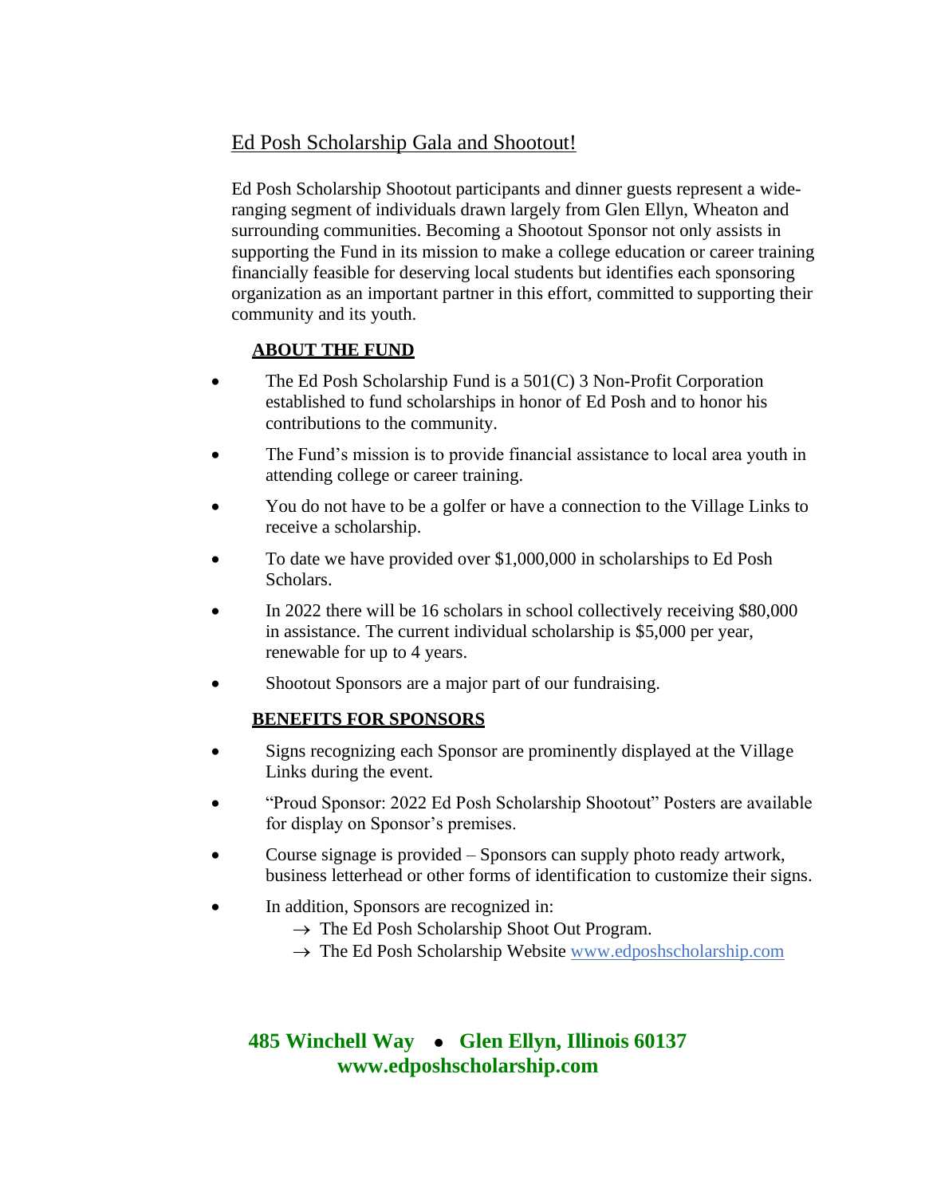Ed Posh Scholarship Gala and Shootout!

Ed Posh Scholarship Shootout participants and dinner guests represent a wide-ranging segment of individuals drawn largely from Glen Ellyn, Wheaton and surrounding communities. Becoming a Shootout Sponsor not only assists in supporting the Fund in its mission to make a college education or career training financially feasible for deserving local students but identifies each sponsoring organization as an important partner in this effort, committed to supporting their community and its youth.

**ABOUT THE FUND**

- The Ed Posh Scholarship Fund is a 501(C) 3 Non-Profit Corporation established to fund scholarships in honor of Ed Posh and to honor his contributions to the community.
- The Fund's mission is to provide financial assistance to local area youth in attending college or career training.
- You do not have to be a golfer or have a connection to the Village Links to receive a scholarship.
- To date we have provided over $1,000,000 in scholarships to Ed Posh Scholars.
- In 2022 there will be 16 scholars in school collectively receiving $80,000 in assistance. The current individual scholarship is $5,000 per year, renewable for up to 4 years.
- Shootout Sponsors are a major part of our fundraising.

**BENEFITS FOR SPONSORS**

- Signs recognizing each Sponsor are prominently displayed at the Village Links during the event.
- "Proud Sponsor: 2022 Ed Posh Scholarship Shootout" Posters are available for display on Sponsor's premises.
- Course signage is provided – Sponsors can supply photo ready artwork, business letterhead or other forms of identification to customize their signs.
- In addition, Sponsors are recognized in:
  - → The Ed Posh Scholarship Shoot Out Program.
  - → The Ed Posh Scholarship Website www.edposhscholarship.com

**485 Winchell Way • Glen Ellyn, Illinois 60137**
**www.edposhscholarship.com**